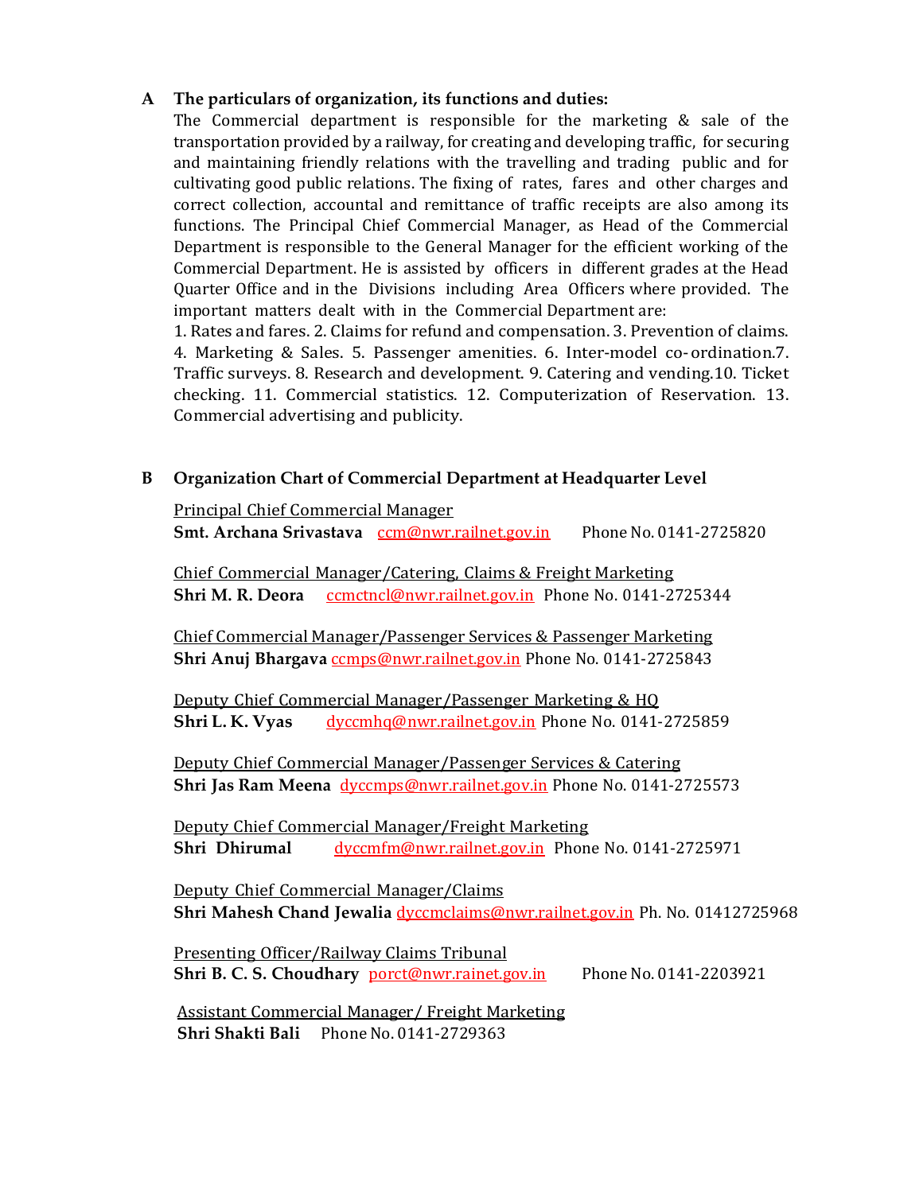## A The particulars of organization, its functions and duties:

The Commercial department is responsible for the marketing & sale of the transportation provided by a railway, for creating and developing traffic, for securing and maintaining friendly relations with the travelling and trading public and for cultivating good public relations. The fixing of rates, fares and other charges and correct collection, accountal and remittance of traffic receipts are also among its functions. The Principal Chief Commercial Manager, as Head of the Commercial Department is responsible to the General Manager for the efficient working of the Commercial Department. He is assisted by officers in different grades at the Head Quarter Office and in the Divisions including Area Officers where provided. The important matters dealt with in the Commercial Department are:

1. Rates and fares. 2. Claims for refund and compensation. 3. Prevention of claims. 4. Marketing & Sales. 5. Passenger amenities. 6. Inter-model co-ordination.7. Traffic surveys. 8. Research and development. 9. Catering and vending.10. Ticket checking. 11. Commercial statistics. 12. Computerization of Reservation. 13. Commercial advertising and publicity.

## B Organization Chart of Commercial Department at Headquarter Level

Principal Chief Commercial Manager
**Smt. Archana Srivastava** ccm@nwr.railnet.gov.in Phone No. 0141-2725820

Chief Commercial Manager/Catering, Claims & Freight Marketing
**Shri M. R. Deora** ccmctncl@nwr.railnet.gov.in Phone No. 0141-2725344

Chief Commercial Manager/Passenger Services & Passenger Marketing
**Shri Anuj Bhargava** ccmps@nwr.railnet.gov.in Phone No. 0141-2725843

Deputy Chief Commercial Manager/Passenger Marketing & HQ
**Shri L. K. Vyas** dyccmhq@nwr.railnet.gov.in Phone No. 0141-2725859

Deputy Chief Commercial Manager/Passenger Services & Catering
**Shri Jas Ram Meena** dyccmps@nwr.railnet.gov.in Phone No. 0141-2725573

Deputy Chief Commercial Manager/Freight Marketing
**Shri Dhirumal** dyccmfm@nwr.railnet.gov.in Phone No. 0141-2725971

Deputy Chief Commercial Manager/Claims
**Shri Mahesh Chand Jewalia** dyccmclaims@nwr.railnet.gov.in Ph. No. 01412725968

Presenting Officer/Railway Claims Tribunal
**Shri B. C. S. Choudhary** porct@nwr.rainet.gov.in Phone No. 0141-2203921

Assistant Commercial Manager/ Freight Marketing
**Shri Shakti Bali** Phone No. 0141-2729363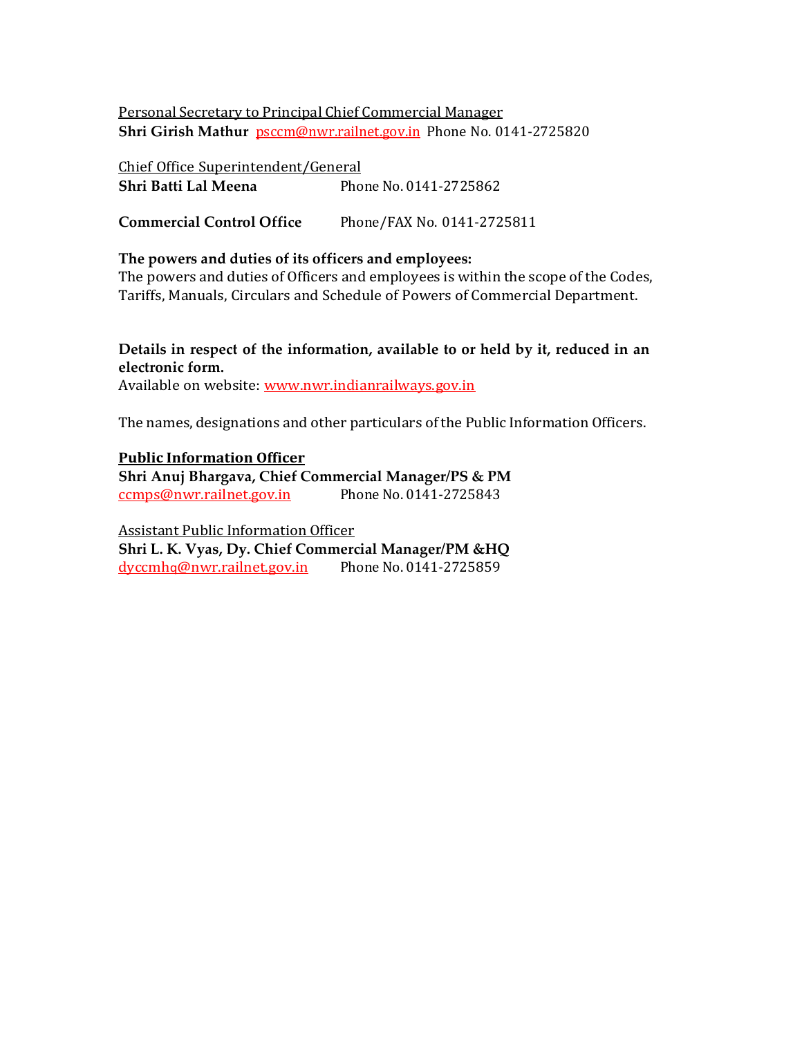Personal Secretary to Principal Chief Commercial Manager
**Shri Girish Mathur** psccm@nwr.railnet.gov.in Phone No. 0141-2725820

Chief Office Superintendent/General
**Shri Batti Lal Meena** Phone No. 0141-2725862

**Commercial Control Office** Phone/FAX No. 0141-2725811

**The powers and duties of its officers and employees:**
The powers and duties of Officers and employees is within the scope of the Codes, Tariffs, Manuals, Circulars and Schedule of Powers of Commercial Department.

**Details in respect of the information, available to or held by it, reduced in an electronic form.**
Available on website: www.nwr.indianrailways.gov.in

The names, designations and other particulars of the Public Information Officers.

**Public Information Officer**
**Shri Anuj Bhargava, Chief Commercial Manager/PS & PM**
ccmps@nwr.railnet.gov.in Phone No. 0141-2725843

Assistant Public Information Officer
**Shri L. K. Vyas, Dy. Chief Commercial Manager/PM &HQ**
dyccmhq@nwr.railnet.gov.in Phone No. 0141-2725859